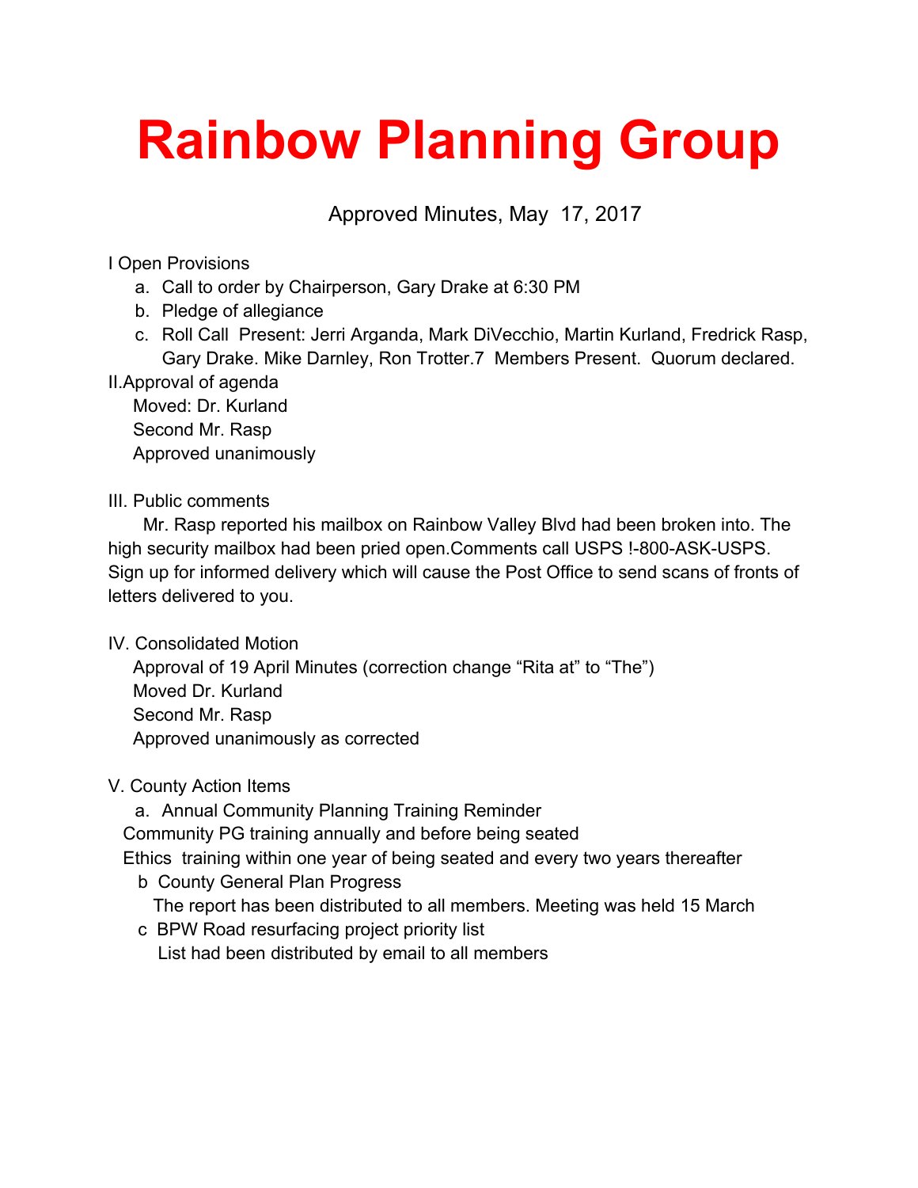# Rainbow Planning Group

Approved Minutes, May 17, 2017

I Open Provisions

a. Call to order by Chairperson, Gary Drake at 6:30 PM
b. Pledge of allegiance
c. Roll Call Present: Jerri Arganda, Mark DiVecchio, Martin Kurland, Fredrick Rasp, Gary Drake. Mike Darnley, Ron Trotter.7 Members Present. Quorum declared.

II.Approval of agenda

Moved: Dr. Kurland
Second Mr. Rasp
Approved unanimously

III. Public comments

Mr. Rasp reported his mailbox on Rainbow Valley Blvd had been broken into. The high security mailbox had been pried open.Comments call USPS !-800-ASK-USPS. Sign up for informed delivery which will cause the Post Office to send scans of fronts of letters delivered to you.

IV. Consolidated Motion

Approval of 19 April Minutes (correction change "Rita at" to "The")
Moved Dr. Kurland
Second Mr. Rasp
Approved unanimously as corrected

V. County Action Items

a. Annual Community Planning Training Reminder
Community PG training annually and before being seated
Ethics training within one year of being seated and every two years thereafter

b County General Plan Progress
The report has been distributed to all members. Meeting was held 15 March

c BPW Road resurfacing project priority list
List had been distributed by email to all members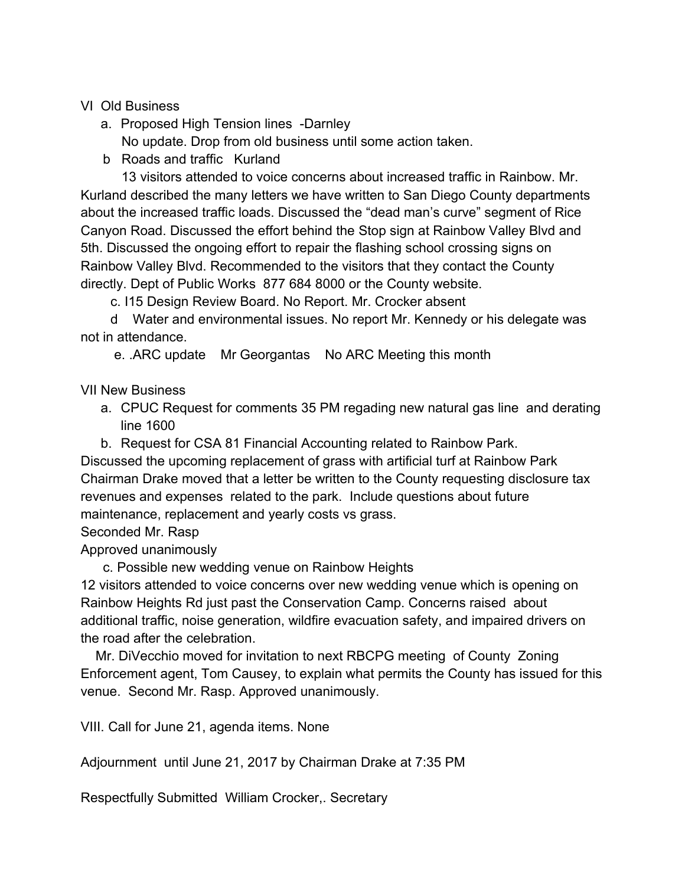VI Old Business

a. Proposed High Tension lines -Darnley
   No update. Drop from old business until some action taken.

b Roads and traffic Kurland
   13 visitors attended to voice concerns about increased traffic in Rainbow. Mr. Kurland described the many letters we have written to San Diego County departments about the increased traffic loads. Discussed the "dead man's curve" segment of Rice Canyon Road. Discussed the effort behind the Stop sign at Rainbow Valley Blvd and 5th. Discussed the ongoing effort to repair the flashing school crossing signs on Rainbow Valley Blvd. Recommended to the visitors that they contact the County directly. Dept of Public Works 877 684 8000 or the County website.

c. I15 Design Review Board. No Report. Mr. Crocker absent

d Water and environmental issues. No report Mr. Kennedy or his delegate was not in attendance.

e. .ARC update Mr Georgantas No ARC Meeting this month

VII New Business

a. CPUC Request for comments 35 PM regading new natural gas line and derating line 1600

b. Request for CSA 81 Financial Accounting related to Rainbow Park.

Discussed the upcoming replacement of grass with artificial turf at Rainbow Park Chairman Drake moved that a letter be written to the County requesting disclosure tax revenues and expenses related to the park. Include questions about future maintenance, replacement and yearly costs vs grass.

Seconded Mr. Rasp

Approved unanimously

c. Possible new wedding venue on Rainbow Heights

12 visitors attended to voice concerns over new wedding venue which is opening on Rainbow Heights Rd just past the Conservation Camp. Concerns raised about additional traffic, noise generation, wildfire evacuation safety, and impaired drivers on the road after the celebration.

Mr. DiVecchio moved for invitation to next RBCPG meeting of County Zoning Enforcement agent, Tom Causey, to explain what permits the County has issued for this venue. Second Mr. Rasp. Approved unanimously.

VIII. Call for June 21, agenda items. None

Adjournment until June 21, 2017 by Chairman Drake at 7:35 PM

Respectfully Submitted William Crocker,. Secretary